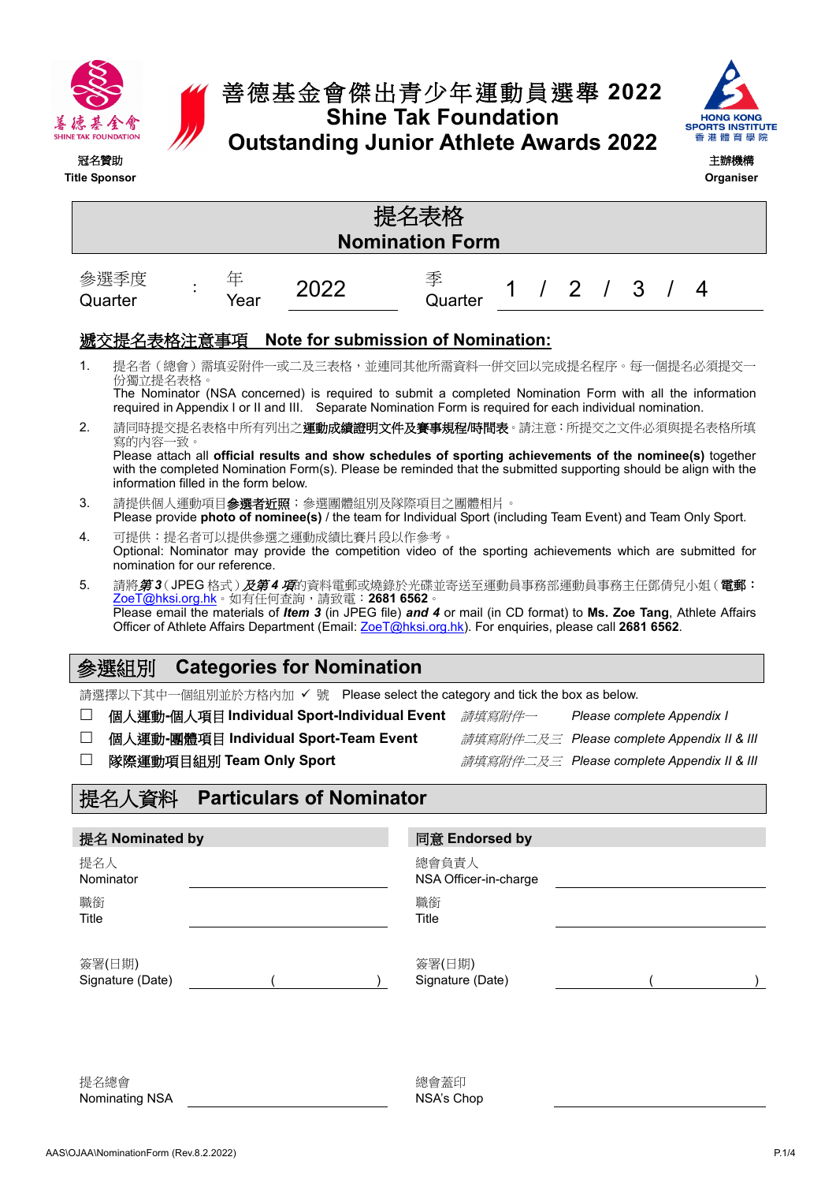冠名贊助
Title Sponsor

# 善德基金會傑出青少年運動員選舉 2022
# Shine Tak Foundation Outstanding Junior Athlete Awards 2022

主辦機構
Organiser

## 提名表格 Nomination Form

| 參選季度 Quarter | : | 年 Year | 2022 | 季 Quarter | 1 / 2 / 3 / 4 |
|---|---|---|---|---|---|

### 遞交提名表格注意事項 Note for submission of Nomination:

1. 提名者（總會）需填妥附件一或二及三表格，並連同其他所需資料一併交回以完成提名程序。每一個提名必須提交一份獨立提名表格。
The Nominator (NSA concerned) is required to submit a completed Nomination Form with all the information required in Appendix I or II and III. Separate Nomination Form is required for each individual nomination.
2. 請同時提交提名表格中所有列出之**運動成績證明文件及賽事規程/時間表**。請注意：所提交之文件必須與提名表格所填寫的內容一致。
Please attach all **official results and show schedules of sporting achievements of the nominee(s)** together with the completed Nomination Form(s). Please be reminded that the submitted supporting should be align with the information filled in the form below.
3. 請提供個人運動項目**參選者近照**；參選團體組別及隊際項目之團體相片。
Please provide **photo of nominee(s)** / the team for Individual Sport (including Team Event) and Team Only Sport.
4. 可提供：提名者可以提供參選之運動成績比賽片段以作參考。
Optional: Nominator may provide the competition video of the sporting achievements which are submitted for nomination for our reference.
5. 請將***第3***（JPEG 格式）***及第4項***的資料電郵或燒錄於光碟並寄送至運動員事務部運動員事務主任鄧倩兒小姐（**電郵**：ZoeT@hksi.org.hk。如有任何查詢，請致電：**2681 6562**。
Please email the materials of ***Item 3*** (in JPEG file) ***and 4*** or mail (in CD format) to **Ms. Zoe Tang**, Athlete Affairs Officer of Athlete Affairs Department (Email: ZoeT@hksi.org.hk). For enquiries, please call **2681 6562**.

## 參選組別 Categories for Nomination

請選擇以下其中一個組別並於方格內加 ✓ 號 Please select the category and tick the box as below.

- ☐ **個人運動-個人項目 Individual Sport-Individual Event** *請填寫附件一 Please complete Appendix I*
- ☐ **個人運動-團體項目 Individual Sport-Team Event** *請填寫附件二及三 Please complete Appendix II & III*
- ☐ **隊際運動項目組別 Team Only Sport** *請填寫附件二及三 Please complete Appendix II & III*

## 提名人資料 Particulars of Nominator

| **提名 Nominated by** | | **同意 Endorsed by** | |
|---|---|---|---|
| 提名人 Nominator | | 總會負責人 NSA Officer-in-charge | |
| 職銜 Title | | 職銜 Title | |
| 簽署(日期) Signature (Date) | (　　　) | 簽署(日期) Signature (Date) | (　　　) |
| 提名總會 Nominating NSA | | 總會蓋印 NSA's Chop | |

AAS\OJAA\NominationForm (Rev.8.2.2022)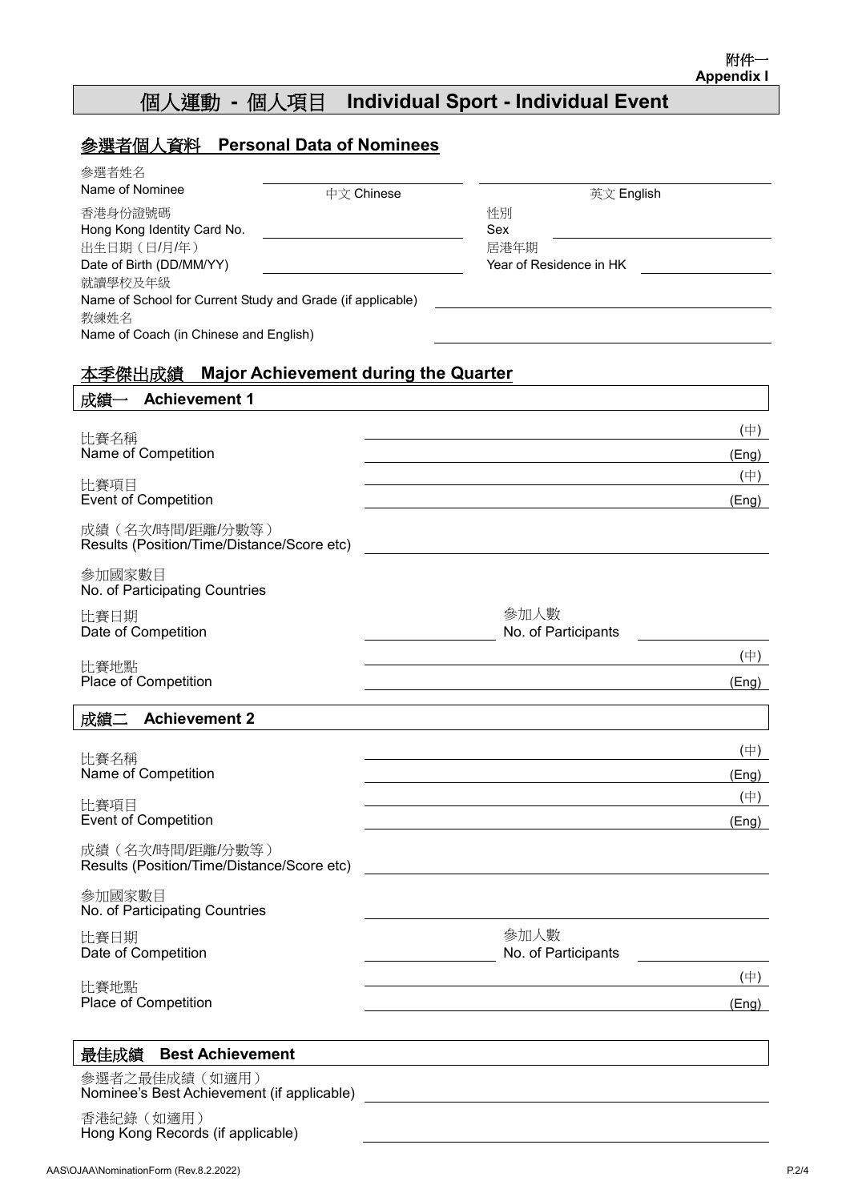附件一
**Appendix I**

# 個人運動 - 個人項目 Individual Sport - Individual Event

## 參選者個人資料 Personal Data of Nominees

參選者姓名
Name of Nominee ________ 中文 Chinese ________ 英文 English

香港身份證號碼
Hong Kong Identity Card No. ________

性別
Sex ________

出生日期（日/月/年）
Date of Birth (DD/MM/YY) ________

居港年期
Year of Residence in HK ________

就讀學校及年級
Name of School for Current Study and Grade (if applicable) ________

教練姓名
Name of Coach (in Chinese and English) ________

## 本季傑出成績 Major Achievement during the Quarter

### 成績一 Achievement 1

比賽名稱
Name of Competition ________ (中) ________ (Eng)

比賽項目
Event of Competition ________ (中) ________ (Eng)

成績（名次/時間/距離/分數等）
Results (Position/Time/Distance/Score etc) ________

參加國家數目
No. of Participating Countries ________

比賽日期
Date of Competition ________

參加人數
No. of Participants ________

比賽地點
Place of Competition ________ (中) ________ (Eng)

### 成績二 Achievement 2

比賽名稱
Name of Competition ________ (中) ________ (Eng)

比賽項目
Event of Competition ________ (中) ________ (Eng)

成績（名次/時間/距離/分數等）
Results (Position/Time/Distance/Score etc) ________

參加國家數目
No. of Participating Countries ________

比賽日期
Date of Competition ________

參加人數
No. of Participants ________

比賽地點
Place of Competition ________ (中) ________ (Eng)

### 最佳成績 Best Achievement

參選者之最佳成績（如適用）
Nominee's Best Achievement (if applicable) ________

香港紀錄（如適用）
Hong Kong Records (if applicable) ________

AAS\OJAA\NominationForm (Rev.8.2.2022)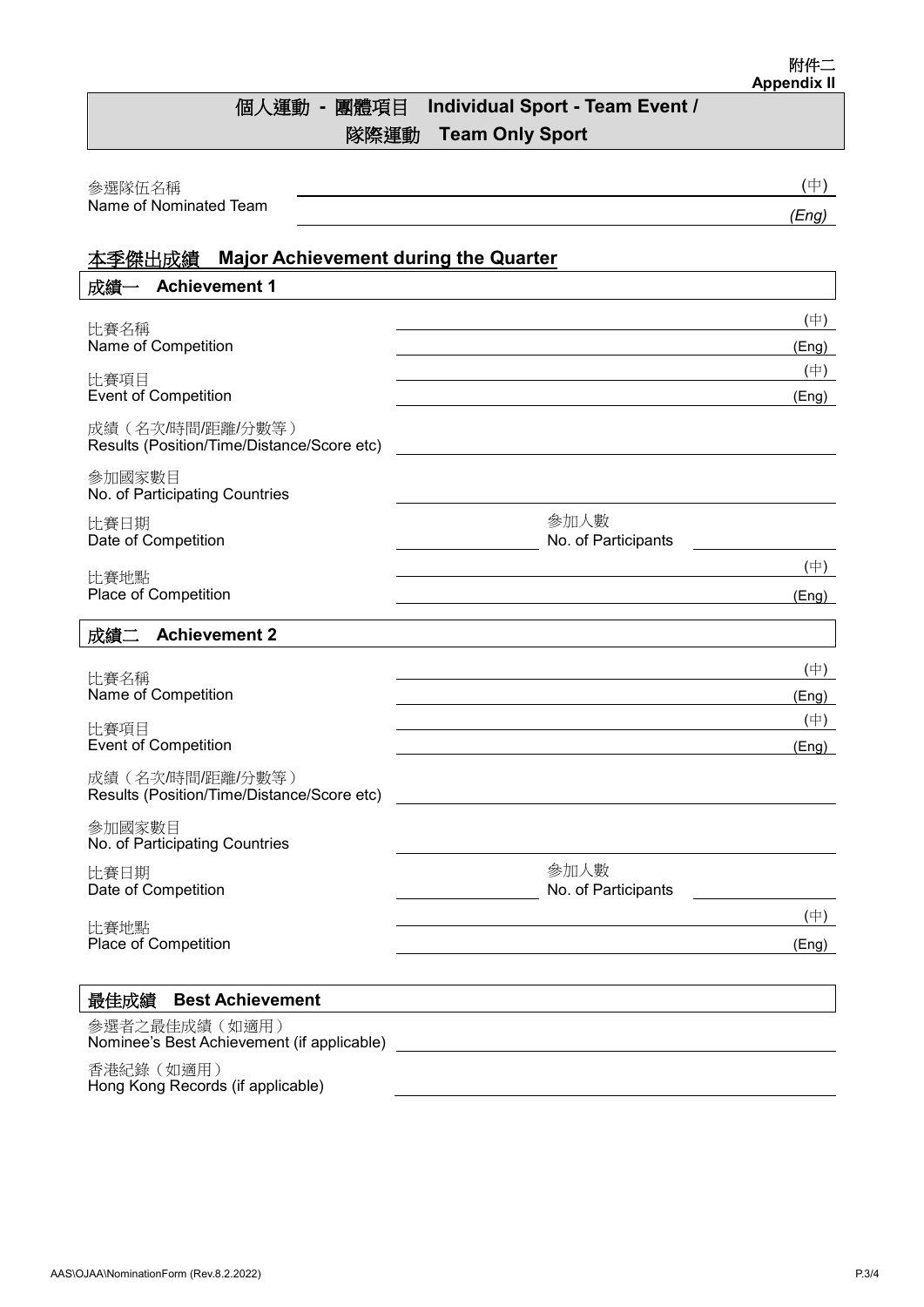附件二
**Appendix II**

# 個人運動 - 團體項目 Individual Sport - Team Event / 隊際運動 Team Only Sport

參選隊伍名稱
Name of Nominated Team ________________________________ (中)
________________________________ *(Eng)*

## 本季傑出成績 Major Achievement during the Quarter

### 成績一 Achievement 1

比賽名稱
Name of Competition ________________________________ (中)
________________________________ (Eng)

比賽項目
Event of Competition ________________________________ (中)
________________________________ (Eng)

成績（名次/時間/距離/分數等）
Results (Position/Time/Distance/Score etc) ________________________________

參加國家數目
No. of Participating Countries ________________________________

比賽日期
Date of Competition ______________ 參加人數
No. of Participants ______________

比賽地點
Place of Competition ________________________________ (中)
________________________________ (Eng)

### 成績二 Achievement 2

比賽名稱
Name of Competition ________________________________ (中)
________________________________ (Eng)

比賽項目
Event of Competition ________________________________ (中)
________________________________ (Eng)

成績（名次/時間/距離/分數等）
Results (Position/Time/Distance/Score etc) ________________________________

參加國家數目
No. of Participating Countries ________________________________

比賽日期
Date of Competition ______________ 參加人數
No. of Participants ______________

比賽地點
Place of Competition ________________________________ (中)
________________________________ (Eng)

### 最佳成績 Best Achievement

參選者之最佳成績（如適用）
Nominee's Best Achievement (if applicable) ________________________________

香港紀錄（如適用）
Hong Kong Records (if applicable) ________________________________

AAS\OJAA\NominationForm (Rev.8.2.2022)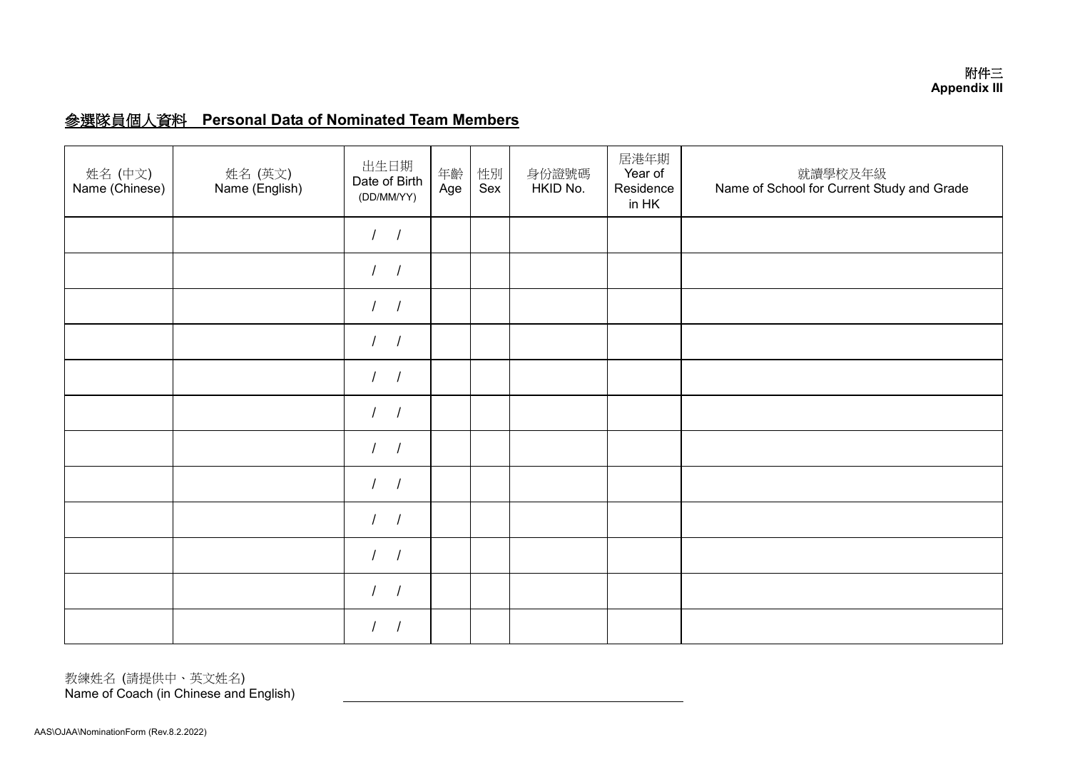**附件三**
**Appendix III**

## 參選隊員個人資料　Personal Data of Nominated Team Members

| 姓名 (中文) Name (Chinese) | 姓名 (英文) Name (English) | 出生日期 Date of Birth (DD/MM/YY) | 年齡 Age | 性別 Sex | 身份證號碼 HKID No. | 居港年期 Year of Residence in HK | 就讀學校及年級 Name of School for Current Study and Grade |
|---|---|---|---|---|---|---|---|
| | | / / | | | | | |
| | | / / | | | | | |
| | | / / | | | | | |
| | | / / | | | | | |
| | | / / | | | | | |
| | | / / | | | | | |
| | | / / | | | | | |
| | | / / | | | | | |
| | | / / | | | | | |
| | | / / | | | | | |
| | | / / | | | | | |
| | | / / | | | | | |

教練姓名 (請提供中、英文姓名)
Name of Coach (in Chinese and English) ____________________________________________

AAS\OJAA\NominationForm (Rev.8.2.2022)